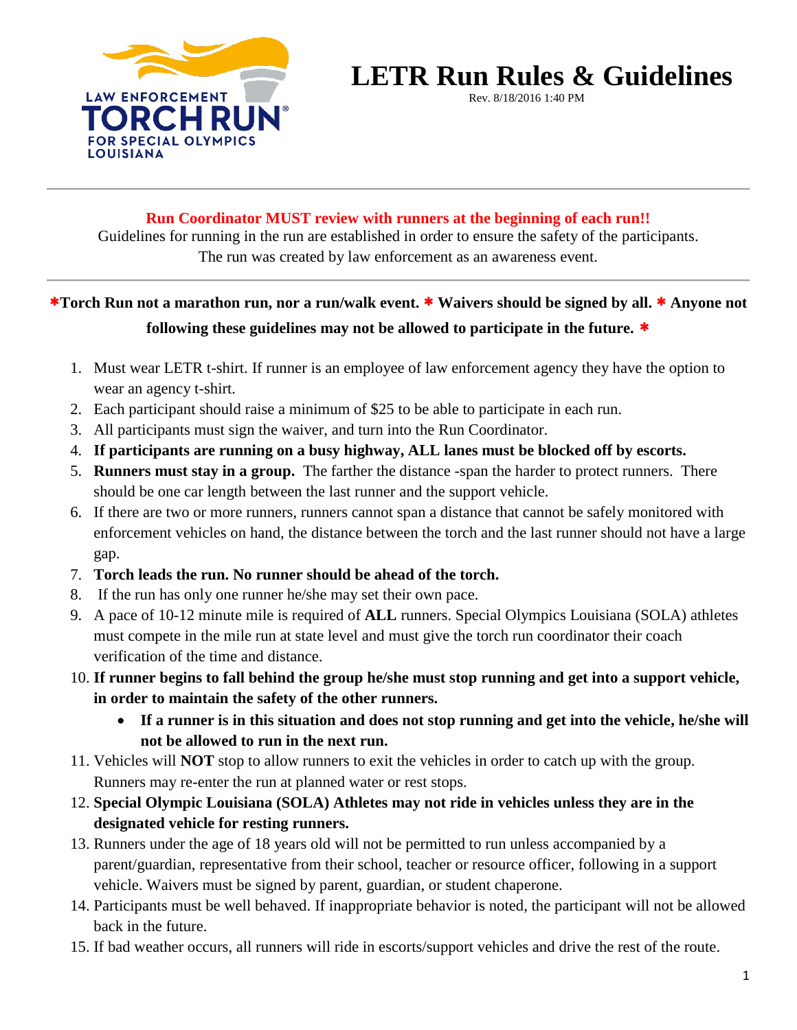LAW ENFORCEMENT TORCH RUN® FOR SPECIAL OLYMPICS LOUISIANA

# LETR Run Rules & Guidelines

Rev. 8/18/2016 1:40 PM

---

**Run Coordinator MUST review with runners at the beginning of each run!!**

Guidelines for running in the run are established in order to ensure the safety of the participants. The run was created by law enforcement as an awareness event.

---

**\*Torch Run not a marathon run, nor a run/walk event. \* Waivers should be signed by all. \* Anyone not following these guidelines may not be allowed to participate in the future. \***

1. Must wear LETR t-shirt. If runner is an employee of law enforcement agency they have the option to wear an agency t-shirt.
2. Each participant should raise a minimum of $25 to be able to participate in each run.
3. All participants must sign the waiver, and turn into the Run Coordinator.
4. **If participants are running on a busy highway, ALL lanes must be blocked off by escorts.**
5. **Runners must stay in a group.** The farther the distance -span the harder to protect runners. There should be one car length between the last runner and the support vehicle.
6. If there are two or more runners, runners cannot span a distance that cannot be safely monitored with enforcement vehicles on hand, the distance between the torch and the last runner should not have a large gap.
7. **Torch leads the run. No runner should be ahead of the torch.**
8. If the run has only one runner he/she may set their own pace.
9. A pace of 10-12 minute mile is required of **ALL** runners. Special Olympics Louisiana (SOLA) athletes must compete in the mile run at state level and must give the torch run coordinator their coach verification of the time and distance.
10. **If runner begins to fall behind the group he/she must stop running and get into a support vehicle, in order to maintain the safety of the other runners.**
    - **If a runner is in this situation and does not stop running and get into the vehicle, he/she will not be allowed to run in the next run.**
11. Vehicles will **NOT** stop to allow runners to exit the vehicles in order to catch up with the group. Runners may re-enter the run at planned water or rest stops.
12. **Special Olympic Louisiana (SOLA) Athletes may not ride in vehicles unless they are in the designated vehicle for resting runners.**
13. Runners under the age of 18 years old will not be permitted to run unless accompanied by a parent/guardian, representative from their school, teacher or resource officer, following in a support vehicle. Waivers must be signed by parent, guardian, or student chaperone.
14. Participants must be well behaved. If inappropriate behavior is noted, the participant will not be allowed back in the future.
15. If bad weather occurs, all runners will ride in escorts/support vehicles and drive the rest of the route.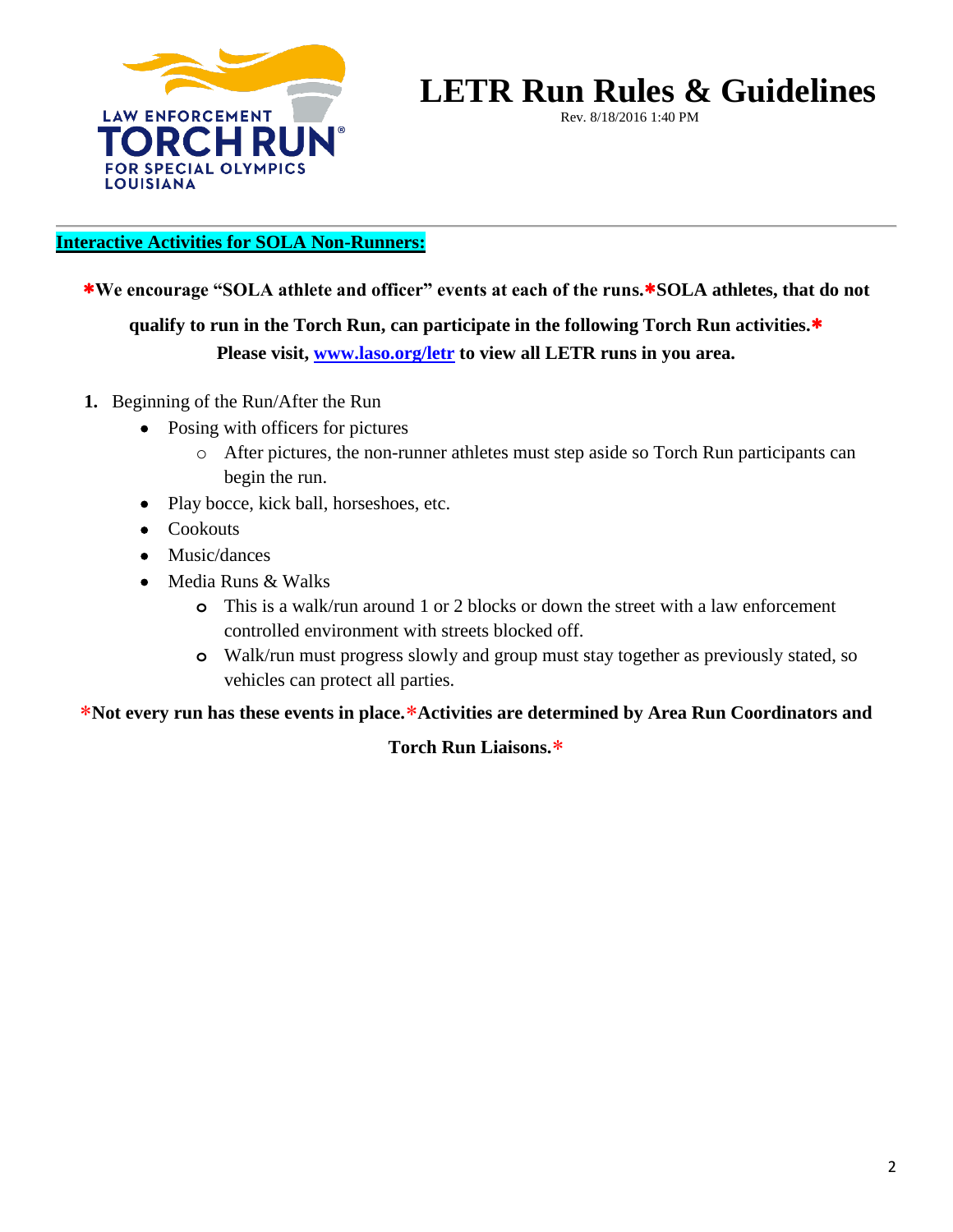# LETR Run Rules & Guidelines

Rev. 8/18/2016 1:40 PM

**Interactive Activities for SOLA Non-Runners:**

**\*We encourage "SOLA athlete and officer" events at each of the runs.\*SOLA athletes, that do not qualify to run in the Torch Run, can participate in the following Torch Run activities.\***
**Please visit, [www.laso.org/letr](http://www.laso.org/letr) to view all LETR runs in you area.**

1. Beginning of the Run/After the Run
   - Posing with officers for pictures
     - After pictures, the non-runner athletes must step aside so Torch Run participants can begin the run.
   - Play bocce, kick ball, horseshoes, etc.
   - Cookouts
   - Music/dances
   - Media Runs & Walks
     - This is a walk/run around 1 or 2 blocks or down the street with a law enforcement controlled environment with streets blocked off.
     - Walk/run must progress slowly and group must stay together as previously stated, so vehicles can protect all parties.

**\*Not every run has these events in place.\*Activities are determined by Area Run Coordinators and Torch Run Liaisons.\***